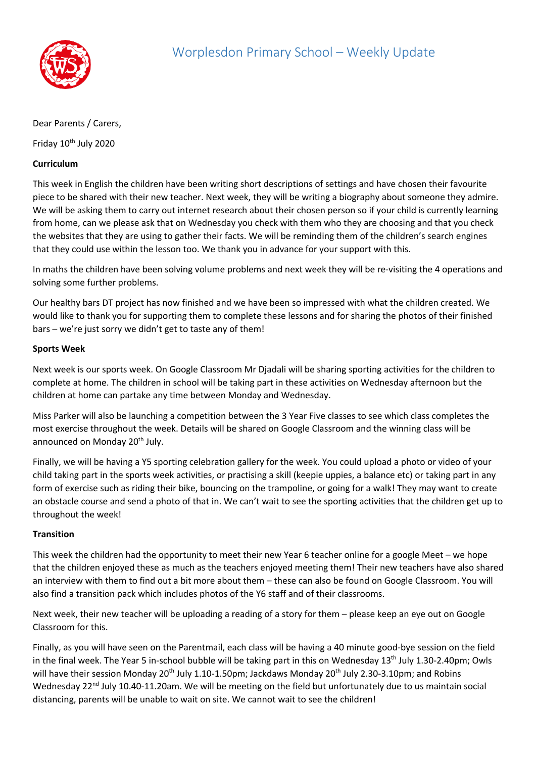# Worplesdon Primary School – Weekly Update

Dear Parents / Carers,

Friday 10th July 2020

**Curriculum**

This week in English the children have been writing short descriptions of settings and have chosen their favourite piece to be shared with their new teacher. Next week, they will be writing a biography about someone they admire. We will be asking them to carry out internet research about their chosen person so if your child is currently learning from home, can we please ask that on Wednesday you check with them who they are choosing and that you check the websites that they are using to gather their facts. We will be reminding them of the children's search engines that they could use within the lesson too. We thank you in advance for your support with this.

In maths the children have been solving volume problems and next week they will be re-visiting the 4 operations and solving some further problems.

Our healthy bars DT project has now finished and we have been so impressed with what the children created. We would like to thank you for supporting them to complete these lessons and for sharing the photos of their finished bars – we're just sorry we didn't get to taste any of them!

**Sports Week**

Next week is our sports week. On Google Classroom Mr Djadali will be sharing sporting activities for the children to complete at home. The children in school will be taking part in these activities on Wednesday afternoon but the children at home can partake any time between Monday and Wednesday.

Miss Parker will also be launching a competition between the 3 Year Five classes to see which class completes the most exercise throughout the week. Details will be shared on Google Classroom and the winning class will be announced on Monday 20th July.

Finally, we will be having a Y5 sporting celebration gallery for the week. You could upload a photo or video of your child taking part in the sports week activities, or practising a skill (keepie uppies, a balance etc) or taking part in any form of exercise such as riding their bike, bouncing on the trampoline, or going for a walk! They may want to create an obstacle course and send a photo of that in. We can't wait to see the sporting activities that the children get up to throughout the week!

**Transition**

This week the children had the opportunity to meet their new Year 6 teacher online for a google Meet – we hope that the children enjoyed these as much as the teachers enjoyed meeting them! Their new teachers have also shared an interview with them to find out a bit more about them – these can also be found on Google Classroom. You will also find a transition pack which includes photos of the Y6 staff and of their classrooms.

Next week, their new teacher will be uploading a reading of a story for them – please keep an eye out on Google Classroom for this.

Finally, as you will have seen on the Parentmail, each class will be having a 40 minute good-bye session on the field in the final week. The Year 5 in-school bubble will be taking part in this on Wednesday 13th July 1.30-2.40pm; Owls will have their session Monday 20th July 1.10-1.50pm; Jackdaws Monday 20th July 2.30-3.10pm; and Robins Wednesday 22nd July 10.40-11.20am. We will be meeting on the field but unfortunately due to us maintain social distancing, parents will be unable to wait on site. We cannot wait to see the children!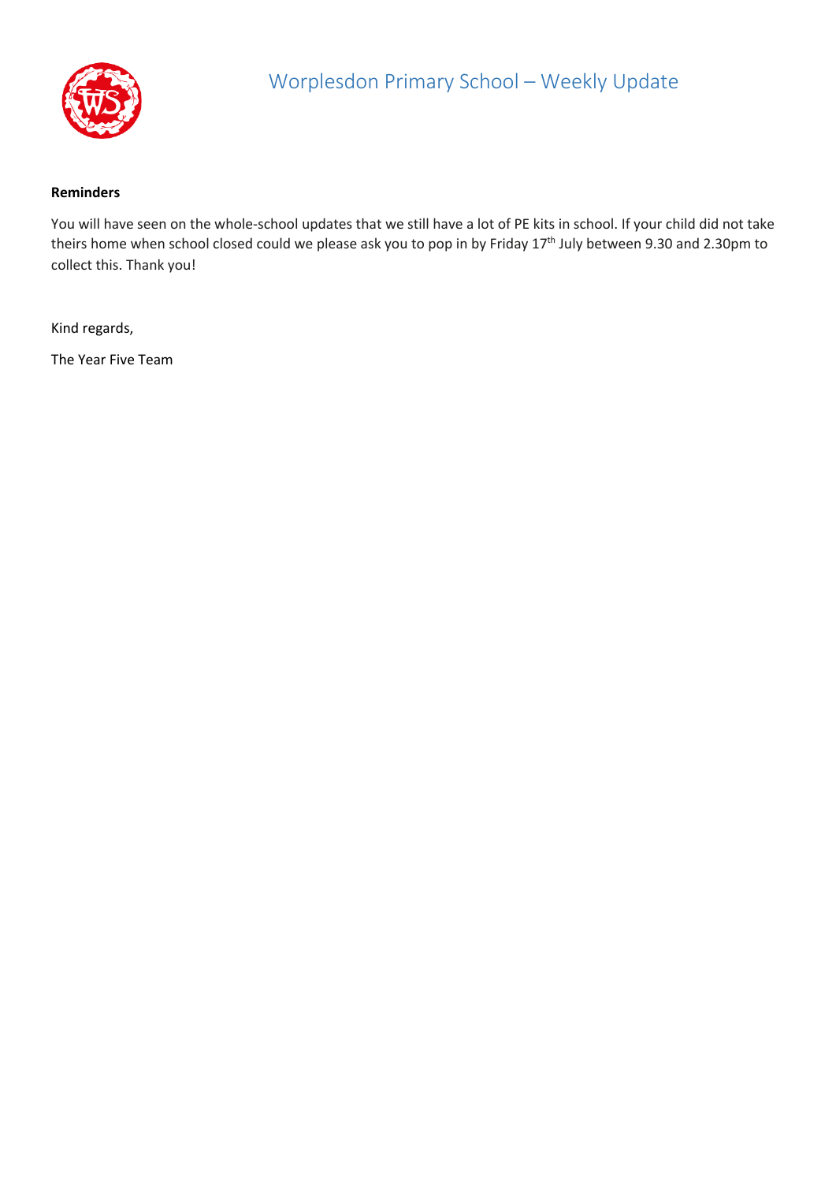Worplesdon Primary School – Weekly Update

**Reminders**

You will have seen on the whole-school updates that we still have a lot of PE kits in school. If your child did not take theirs home when school closed could we please ask you to pop in by Friday 17th July between 9.30 and 2.30pm to collect this. Thank you!

Kind regards,

The Year Five Team